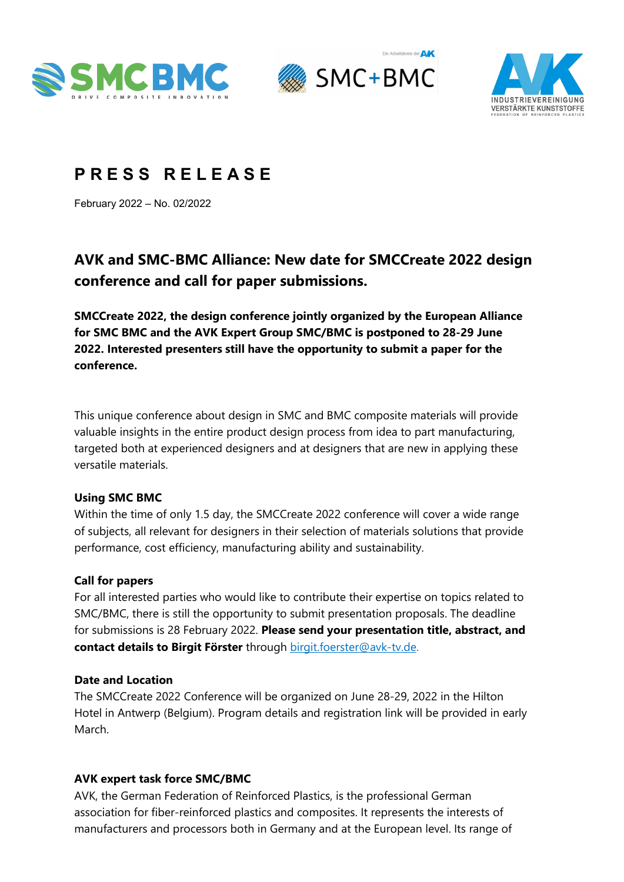# PRESS RELEASE

February 2022 – No. 02/2022

## AVK and SMC-BMC Alliance: New date for SMCCreate 2022 design conference and call for paper submissions.

**SMCCreate 2022, the design conference jointly organized by the European Alliance for SMC BMC and the AVK Expert Group SMC/BMC is postponed to 28-29 June 2022. Interested presenters still have the opportunity to submit a paper for the conference.**

This unique conference about design in SMC and BMC composite materials will provide valuable insights in the entire product design process from idea to part manufacturing, targeted both at experienced designers and at designers that are new in applying these versatile materials.

### Using SMC BMC

Within the time of only 1.5 day, the SMCCreate 2022 conference will cover a wide range of subjects, all relevant for designers in their selection of materials solutions that provide performance, cost efficiency, manufacturing ability and sustainability.

### Call for papers

For all interested parties who would like to contribute their expertise on topics related to SMC/BMC, there is still the opportunity to submit presentation proposals. The deadline for submissions is 28 February 2022. **Please send your presentation title, abstract, and contact details to Birgit Förster** through birgit.foerster@avk-tv.de.

### Date and Location

The SMCCreate 2022 Conference will be organized on June 28-29, 2022 in the Hilton Hotel in Antwerp (Belgium). Program details and registration link will be provided in early March.

### AVK expert task force SMC/BMC

AVK, the German Federation of Reinforced Plastics, is the professional German association for fiber-reinforced plastics and composites. It represents the interests of manufacturers and processors both in Germany and at the European level. Its range of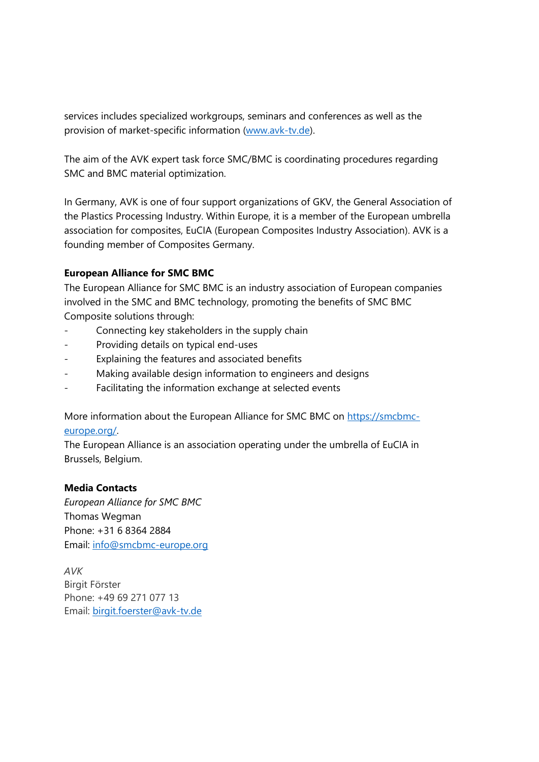services includes specialized workgroups, seminars and conferences as well as the provision of market-specific information (www.avk-tv.de).

The aim of the AVK expert task force SMC/BMC is coordinating procedures regarding SMC and BMC material optimization.

In Germany, AVK is one of four support organizations of GKV, the General Association of the Plastics Processing Industry. Within Europe, it is a member of the European umbrella association for composites, EuCIA (European Composites Industry Association). AVK is a founding member of Composites Germany.

**European Alliance for SMC BMC**

The European Alliance for SMC BMC is an industry association of European companies involved in the SMC and BMC technology, promoting the benefits of SMC BMC Composite solutions through:

- Connecting key stakeholders in the supply chain
- Providing details on typical end-uses
- Explaining the features and associated benefits
- Making available design information to engineers and designs
- Facilitating the information exchange at selected events

More information about the European Alliance for SMC BMC on https://smcbmc-europe.org/.
The European Alliance is an association operating under the umbrella of EuCIA in Brussels, Belgium.

**Media Contacts**

*European Alliance for SMC BMC*
Thomas Wegman
Phone: +31 6 8364 2884
Email: info@smcbmc-europe.org

*AVK*
Birgit Förster
Phone: +49 69 271 077 13
Email: birgit.foerster@avk-tv.de